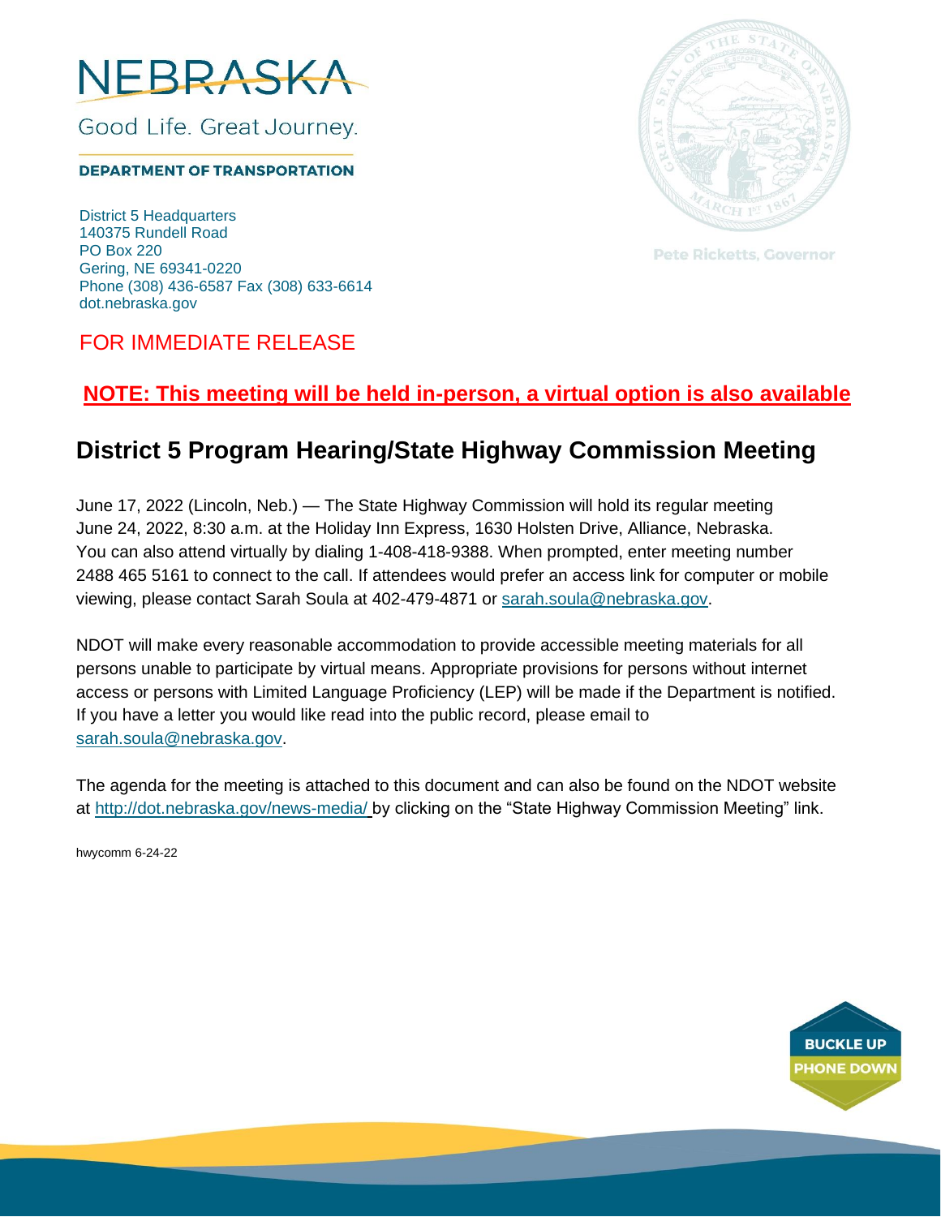NEBRASKA

Good Life. Great Journey.

**DEPARTMENT OF TRANSPORTATION**

District 5 Headquarters
140375 Rundell Road
PO Box 220
Gering, NE 69341-0220
Phone (308) 436-6587 Fax (308) 633-6614
dot.nebraska.gov

Pete Ricketts, Governor

FOR IMMEDIATE RELEASE

**NOTE: This meeting will be held in-person, a virtual option is also available**

## District 5 Program Hearing/State Highway Commission Meeting

June 17, 2022 (Lincoln, Neb.) — The State Highway Commission will hold its regular meeting June 24, 2022, 8:30 a.m. at the Holiday Inn Express, 1630 Holsten Drive, Alliance, Nebraska. You can also attend virtually by dialing 1-408-418-9388. When prompted, enter meeting number 2488 465 5161 to connect to the call. If attendees would prefer an access link for computer or mobile viewing, please contact Sarah Soula at 402-479-4871 or sarah.soula@nebraska.gov.

NDOT will make every reasonable accommodation to provide accessible meeting materials for all persons unable to participate by virtual means. Appropriate provisions for persons without internet access or persons with Limited Language Proficiency (LEP) will be made if the Department is notified. If you have a letter you would like read into the public record, please email to sarah.soula@nebraska.gov.

The agenda for the meeting is attached to this document and can also be found on the NDOT website at http://dot.nebraska.gov/news-media/ by clicking on the "State Highway Commission Meeting" link.

hwycomm 6-24-22

BUCKLE UP
PHONE DOWN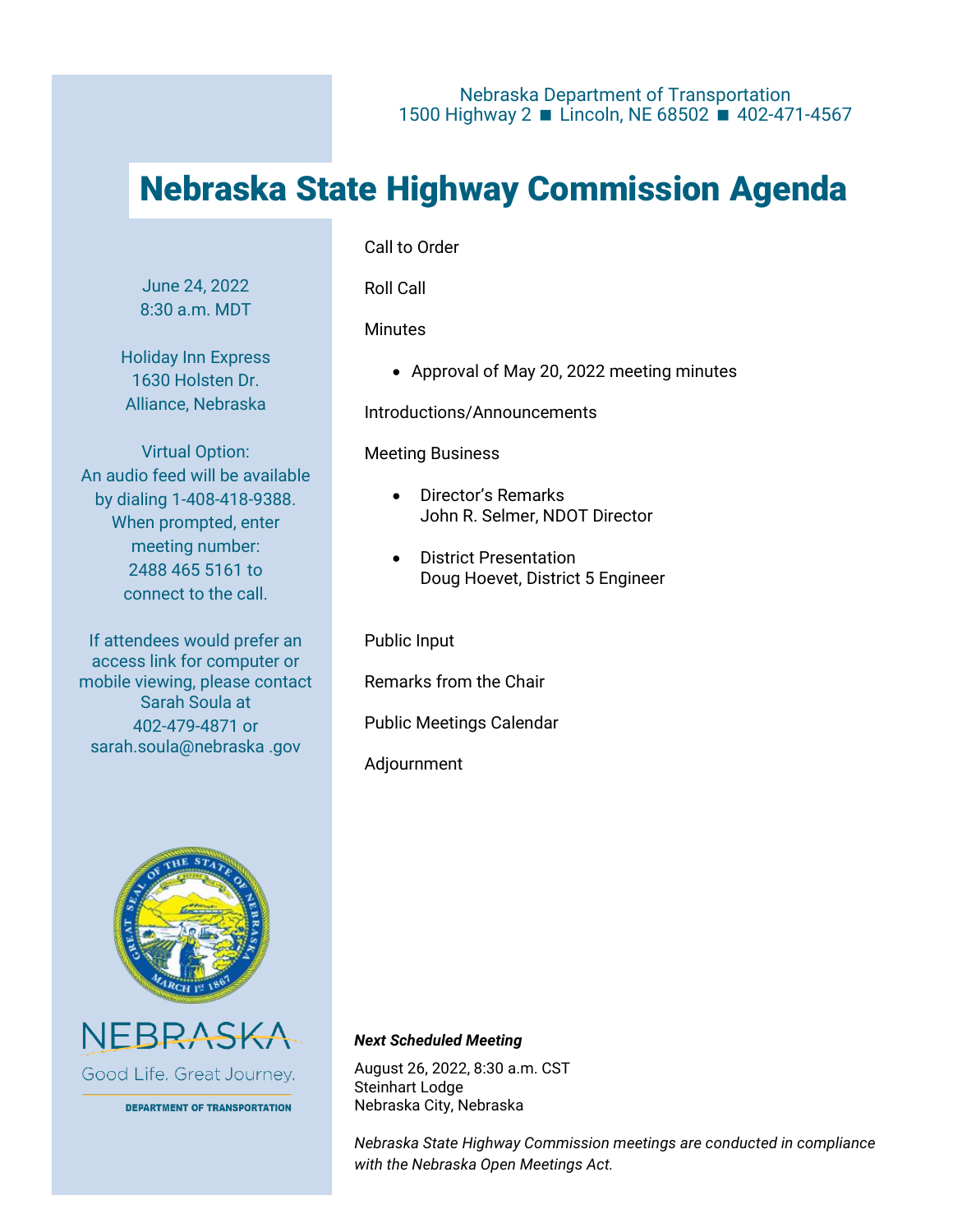Nebraska Department of Transportation
1500 Highway 2 ■ Lincoln, NE 68502 ■ 402-471-4567

# Nebraska State Highway Commission Agenda

June 24, 2022
8:30 a.m. MDT

Holiday Inn Express
1630 Holsten Dr.
Alliance, Nebraska

Virtual Option:
An audio feed will be available by dialing 1-408-418-9388. When prompted, enter meeting number: 2488 465 5161 to connect to the call.

If attendees would prefer an access link for computer or mobile viewing, please contact Sarah Soula at 402-479-4871 or sarah.soula@nebraska .gov

NEBRASKA
Good Life. Great Journey.
DEPARTMENT OF TRANSPORTATION

Call to Order

Roll Call

Minutes

- Approval of May 20, 2022 meeting minutes

Introductions/Announcements

Meeting Business

- Director's Remarks
  John R. Selmer, NDOT Director

- District Presentation
  Doug Hoevet, District 5 Engineer

Public Input

Remarks from the Chair

Public Meetings Calendar

Adjournment

***Next Scheduled Meeting***

August 26, 2022, 8:30 a.m. CST
Steinhart Lodge
Nebraska City, Nebraska

*Nebraska State Highway Commission meetings are conducted in compliance with the Nebraska Open Meetings Act.*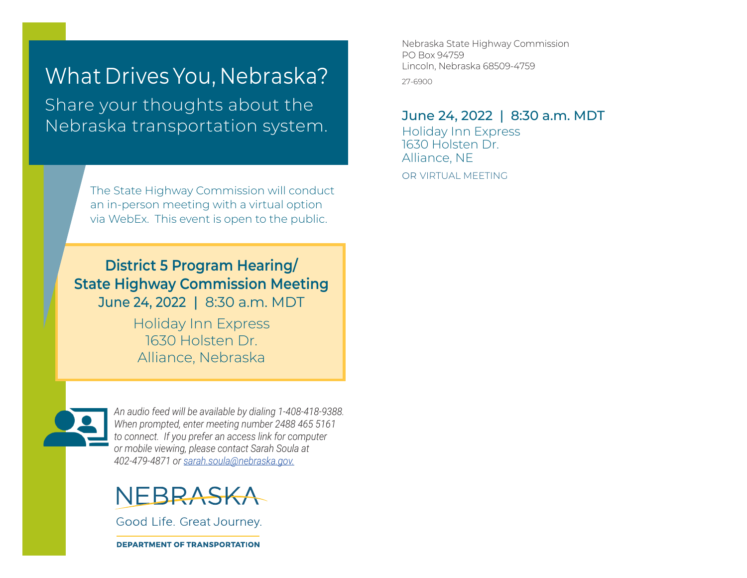# What Drives You, Nebraska?

## Share your thoughts about the Nebraska transportation system.

The State Highway Commission will conduct an in-person meeting with a virtual option via WebEx. This event is open to the public.

**District 5 Program Hearing/**
**State Highway Commission Meeting**
June 24, 2022 | 8:30 a.m. MDT

Holiday Inn Express
1630 Holsten Dr.
Alliance, Nebraska

*An audio feed will be available by dialing 1-408-418-9388. When prompted, enter meeting number 2488 465 5161 to connect. If you prefer an access link for computer or mobile viewing, please contact Sarah Soula at 402-479-4871 or [sarah.soula@nebraska.gov.](mailto:sarah.soula@nebraska.gov)*

NEBRASKA
Good Life. Great Journey.
**DEPARTMENT OF TRANSPORTATION**

Nebraska State Highway Commission
PO Box 94759
Lincoln, Nebraska 68509-4759

27-6900

June 24, 2022 | 8:30 a.m. MDT
Holiday Inn Express
1630 Holsten Dr.
Alliance, NE

OR VIRTUAL MEETING